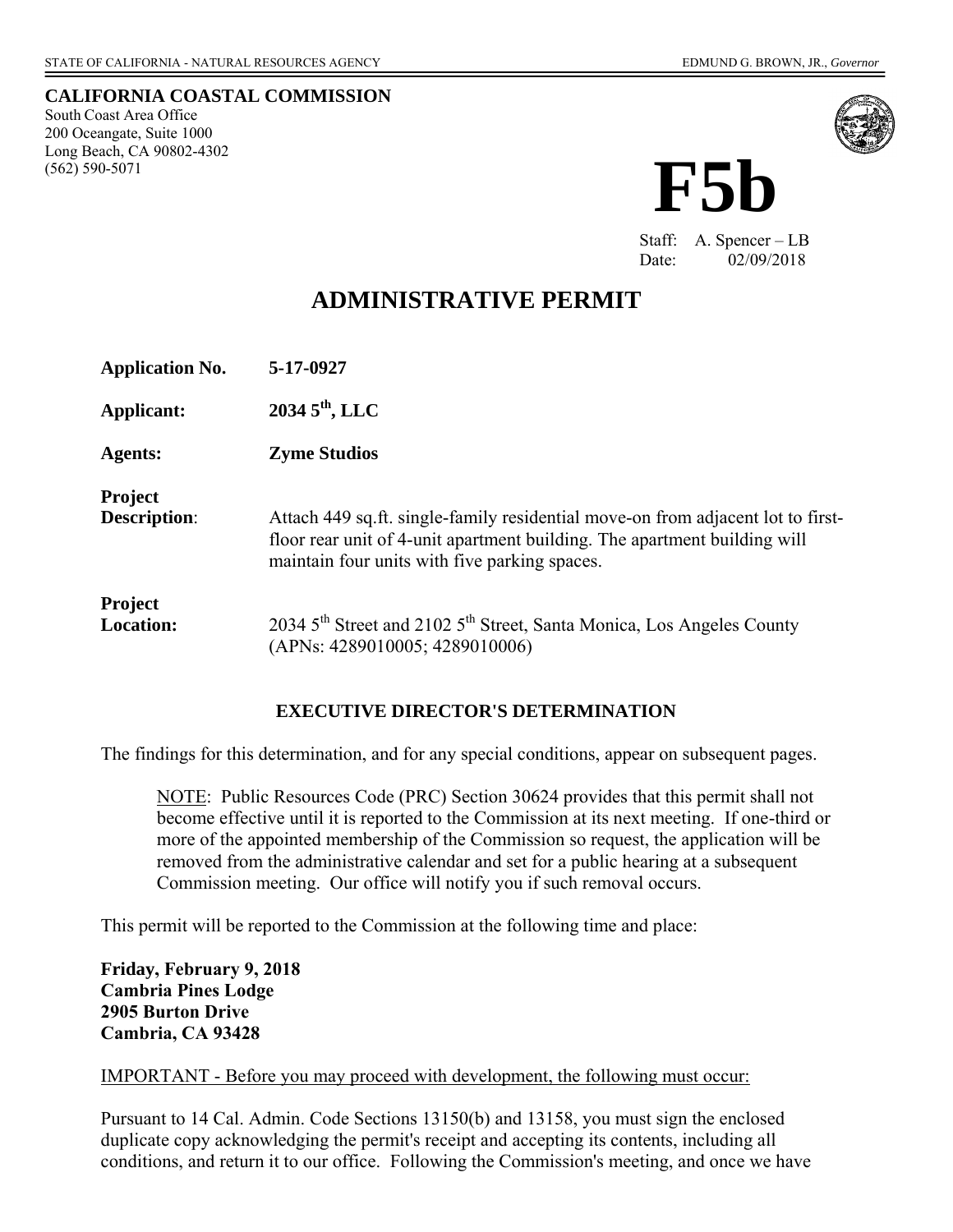STATE OF CALIFORNIA - NATURAL RESOURCES AGENCY — EDMUND G. BROWN, JR., *Governor*

**CALIFORNIA COASTAL COMMISSION**
South Coast Area Office
200 Oceangate, Suite 1000
Long Beach, CA 90802-4302
(562) 590-5071

# F5b

Staff: A. Spencer – LB
Date: 02/09/2018

## ADMINISTRATIVE PERMIT

**Application No.** **5-17-0927**

**Applicant:** **2034 5th, LLC**

**Agents:** **Zyme Studios**

**Project Description**: Attach 449 sq.ft. single-family residential move-on from adjacent lot to first-floor rear unit of 4-unit apartment building. The apartment building will maintain four units with five parking spaces.

**Project Location:** 2034 5th Street and 2102 5th Street, Santa Monica, Los Angeles County (APNs: 4289010005; 4289010006)

### EXECUTIVE DIRECTOR'S DETERMINATION

The findings for this determination, and for any special conditions, appear on subsequent pages.

NOTE: Public Resources Code (PRC) Section 30624 provides that this permit shall not become effective until it is reported to the Commission at its next meeting. If one-third or more of the appointed membership of the Commission so request, the application will be removed from the administrative calendar and set for a public hearing at a subsequent Commission meeting. Our office will notify you if such removal occurs.

This permit will be reported to the Commission at the following time and place:

**Friday, February 9, 2018**
**Cambria Pines Lodge**
**2905 Burton Drive**
**Cambria, CA 93428**

IMPORTANT - Before you may proceed with development, the following must occur:

Pursuant to 14 Cal. Admin. Code Sections 13150(b) and 13158, you must sign the enclosed duplicate copy acknowledging the permit's receipt and accepting its contents, including all conditions, and return it to our office. Following the Commission's meeting, and once we have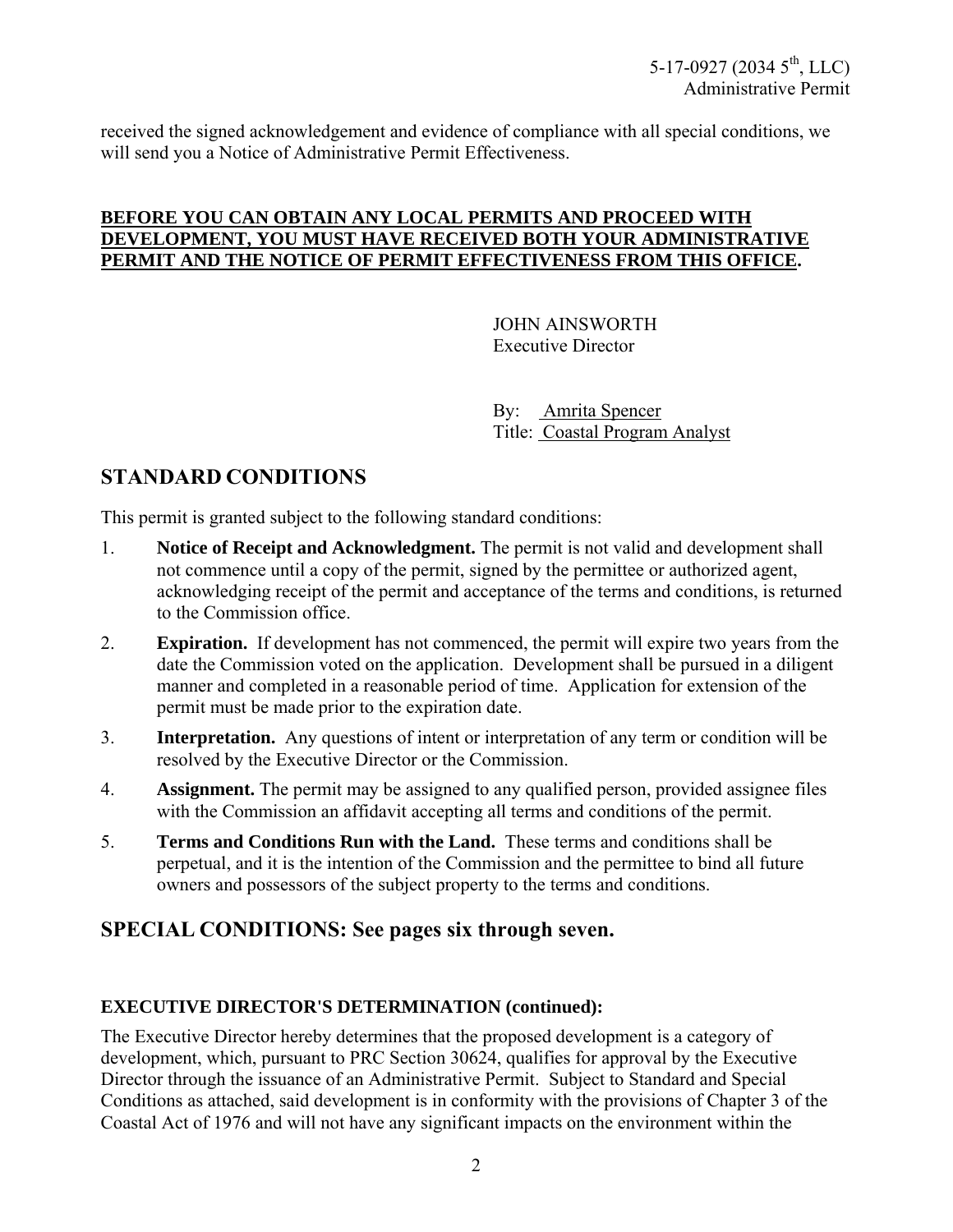received the signed acknowledgement and evidence of compliance with all special conditions, we will send you a Notice of Administrative Permit Effectiveness.

**BEFORE YOU CAN OBTAIN ANY LOCAL PERMITS AND PROCEED WITH DEVELOPMENT, YOU MUST HAVE RECEIVED BOTH YOUR ADMINISTRATIVE PERMIT AND THE NOTICE OF PERMIT EFFECTIVENESS FROM THIS OFFICE.**

JOHN AINSWORTH
Executive Director

By: Amrita Spencer
Title: Coastal Program Analyst

## STANDARD CONDITIONS

This permit is granted subject to the following standard conditions:

1. **Notice of Receipt and Acknowledgment.** The permit is not valid and development shall not commence until a copy of the permit, signed by the permittee or authorized agent, acknowledging receipt of the permit and acceptance of the terms and conditions, is returned to the Commission office.
2. **Expiration.** If development has not commenced, the permit will expire two years from the date the Commission voted on the application. Development shall be pursued in a diligent manner and completed in a reasonable period of time. Application for extension of the permit must be made prior to the expiration date.
3. **Interpretation.** Any questions of intent or interpretation of any term or condition will be resolved by the Executive Director or the Commission.
4. **Assignment.** The permit may be assigned to any qualified person, provided assignee files with the Commission an affidavit accepting all terms and conditions of the permit.
5. **Terms and Conditions Run with the Land.** These terms and conditions shall be perpetual, and it is the intention of the Commission and the permittee to bind all future owners and possessors of the subject property to the terms and conditions.

## SPECIAL CONDITIONS: See pages six through seven.

### EXECUTIVE DIRECTOR'S DETERMINATION (continued):

The Executive Director hereby determines that the proposed development is a category of development, which, pursuant to PRC Section 30624, qualifies for approval by the Executive Director through the issuance of an Administrative Permit. Subject to Standard and Special Conditions as attached, said development is in conformity with the provisions of Chapter 3 of the Coastal Act of 1976 and will not have any significant impacts on the environment within the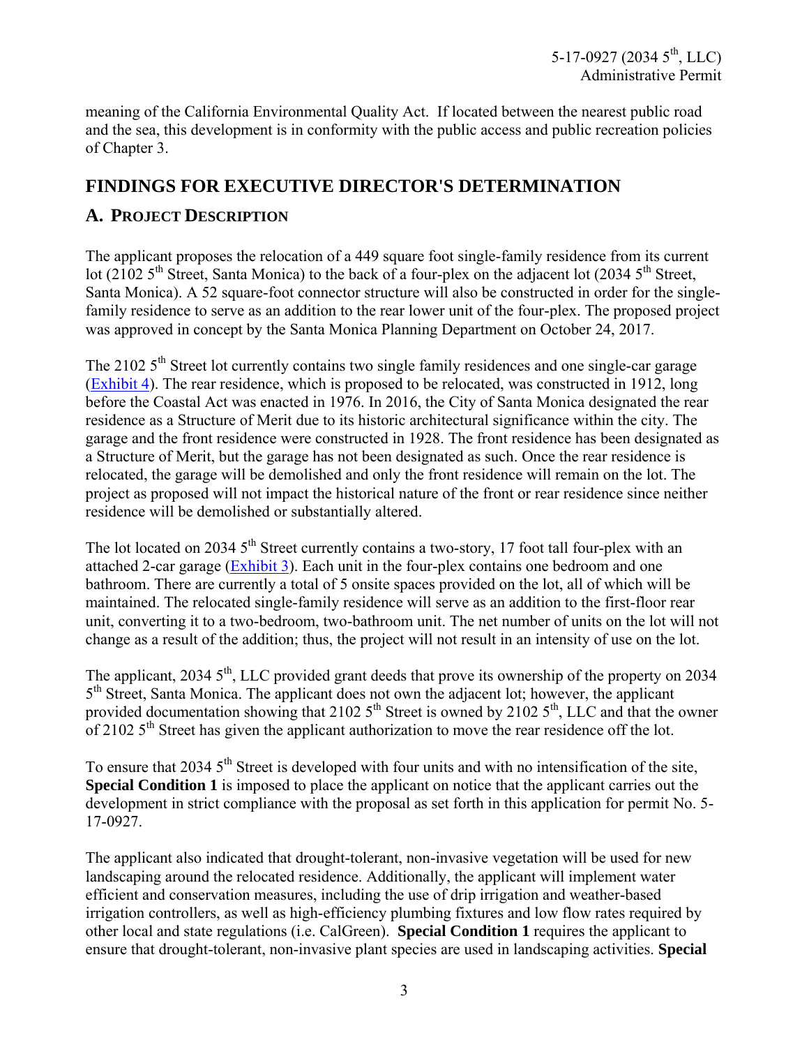meaning of the California Environmental Quality Act. If located between the nearest public road and the sea, this development is in conformity with the public access and public recreation policies of Chapter 3.

## FINDINGS FOR EXECUTIVE DIRECTOR'S DETERMINATION

### A. PROJECT DESCRIPTION

The applicant proposes the relocation of a 449 square foot single-family residence from its current lot (2102 5th Street, Santa Monica) to the back of a four-plex on the adjacent lot (2034 5th Street, Santa Monica). A 52 square-foot connector structure will also be constructed in order for the single-family residence to serve as an addition to the rear lower unit of the four-plex. The proposed project was approved in concept by the Santa Monica Planning Department on October 24, 2017.

The 2102 5th Street lot currently contains two single family residences and one single-car garage (Exhibit 4). The rear residence, which is proposed to be relocated, was constructed in 1912, long before the Coastal Act was enacted in 1976. In 2016, the City of Santa Monica designated the rear residence as a Structure of Merit due to its historic architectural significance within the city. The garage and the front residence were constructed in 1928. The front residence has been designated as a Structure of Merit, but the garage has not been designated as such. Once the rear residence is relocated, the garage will be demolished and only the front residence will remain on the lot. The project as proposed will not impact the historical nature of the front or rear residence since neither residence will be demolished or substantially altered.

The lot located on 2034 5th Street currently contains a two-story, 17 foot tall four-plex with an attached 2-car garage (Exhibit 3). Each unit in the four-plex contains one bedroom and one bathroom. There are currently a total of 5 onsite spaces provided on the lot, all of which will be maintained. The relocated single-family residence will serve as an addition to the first-floor rear unit, converting it to a two-bedroom, two-bathroom unit. The net number of units on the lot will not change as a result of the addition; thus, the project will not result in an intensity of use on the lot.

The applicant, 2034 5th, LLC provided grant deeds that prove its ownership of the property on 2034 5th Street, Santa Monica. The applicant does not own the adjacent lot; however, the applicant provided documentation showing that 2102 5th Street is owned by 2102 5th, LLC and that the owner of 2102 5th Street has given the applicant authorization to move the rear residence off the lot.

To ensure that 2034 5th Street is developed with four units and with no intensification of the site, **Special Condition 1** is imposed to place the applicant on notice that the applicant carries out the development in strict compliance with the proposal as set forth in this application for permit No. 5-17-0927.

The applicant also indicated that drought-tolerant, non-invasive vegetation will be used for new landscaping around the relocated residence. Additionally, the applicant will implement water efficient and conservation measures, including the use of drip irrigation and weather-based irrigation controllers, as well as high-efficiency plumbing fixtures and low flow rates required by other local and state regulations (i.e. CalGreen). **Special Condition 1** requires the applicant to ensure that drought-tolerant, non-invasive plant species are used in landscaping activities. **Special**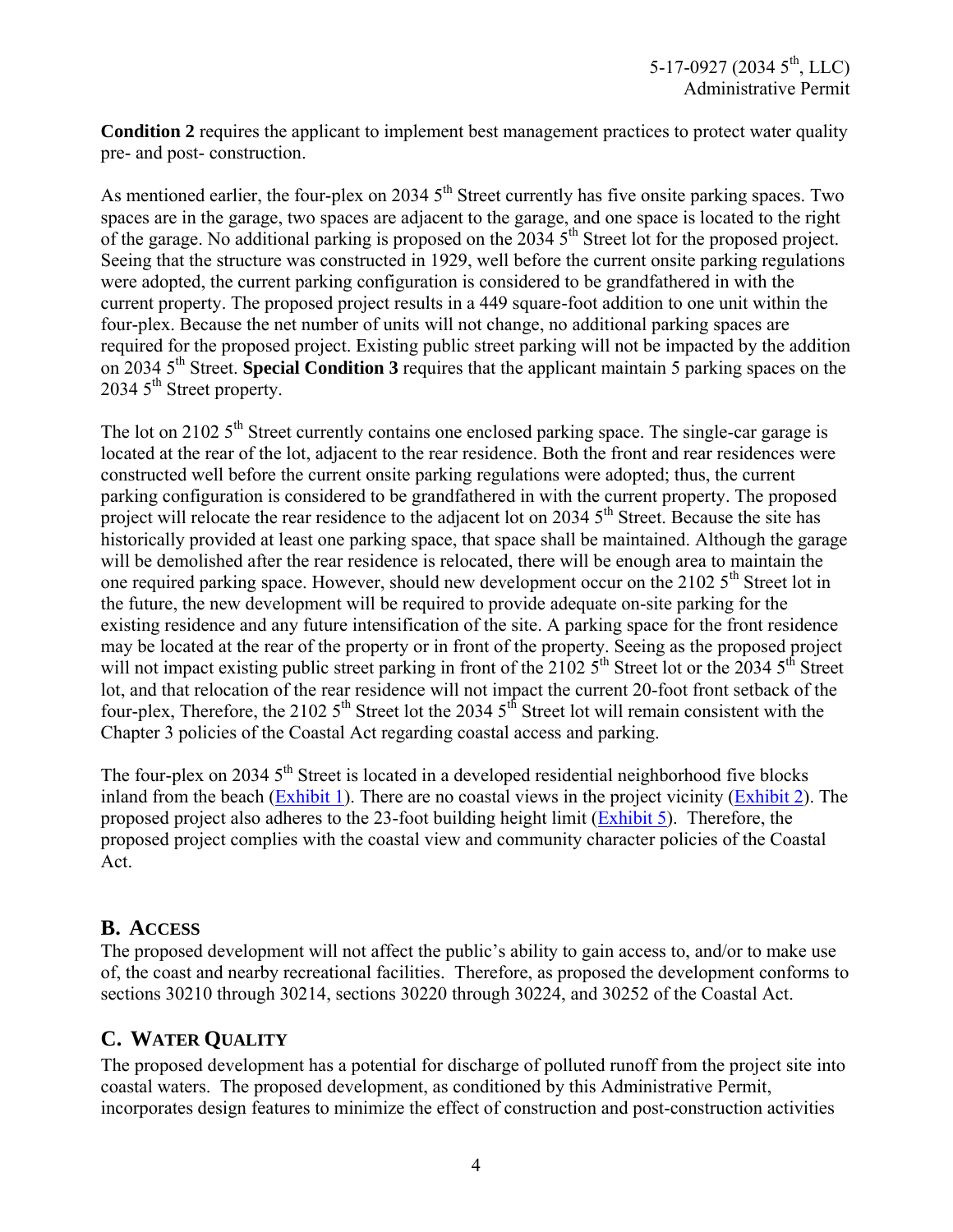**Condition 2** requires the applicant to implement best management practices to protect water quality pre- and post- construction.

As mentioned earlier, the four-plex on 2034 5th Street currently has five onsite parking spaces. Two spaces are in the garage, two spaces are adjacent to the garage, and one space is located to the right of the garage. No additional parking is proposed on the 2034 5th Street lot for the proposed project. Seeing that the structure was constructed in 1929, well before the current onsite parking regulations were adopted, the current parking configuration is considered to be grandfathered in with the current property. The proposed project results in a 449 square-foot addition to one unit within the four-plex. Because the net number of units will not change, no additional parking spaces are required for the proposed project. Existing public street parking will not be impacted by the addition on 2034 5th Street. **Special Condition 3** requires that the applicant maintain 5 parking spaces on the 2034 5th Street property.

The lot on 2102 5th Street currently contains one enclosed parking space. The single-car garage is located at the rear of the lot, adjacent to the rear residence. Both the front and rear residences were constructed well before the current onsite parking regulations were adopted; thus, the current parking configuration is considered to be grandfathered in with the current property. The proposed project will relocate the rear residence to the adjacent lot on 2034 5th Street. Because the site has historically provided at least one parking space, that space shall be maintained. Although the garage will be demolished after the rear residence is relocated, there will be enough area to maintain the one required parking space. However, should new development occur on the 2102 5th Street lot in the future, the new development will be required to provide adequate on-site parking for the existing residence and any future intensification of the site. A parking space for the front residence may be located at the rear of the property or in front of the property. Seeing as the proposed project will not impact existing public street parking in front of the 2102 5th Street lot or the 2034 5th Street lot, and that relocation of the rear residence will not impact the current 20-foot front setback of the four-plex, Therefore, the 2102 5th Street lot the 2034 5th Street lot will remain consistent with the Chapter 3 policies of the Coastal Act regarding coastal access and parking.

The four-plex on 2034 5th Street is located in a developed residential neighborhood five blocks inland from the beach (Exhibit 1). There are no coastal views in the project vicinity (Exhibit 2). The proposed project also adheres to the 23-foot building height limit (Exhibit 5). Therefore, the proposed project complies with the coastal view and community character policies of the Coastal Act.

## B. Access

The proposed development will not affect the public's ability to gain access to, and/or to make use of, the coast and nearby recreational facilities. Therefore, as proposed the development conforms to sections 30210 through 30214, sections 30220 through 30224, and 30252 of the Coastal Act.

## C. Water Quality

The proposed development has a potential for discharge of polluted runoff from the project site into coastal waters. The proposed development, as conditioned by this Administrative Permit, incorporates design features to minimize the effect of construction and post-construction activities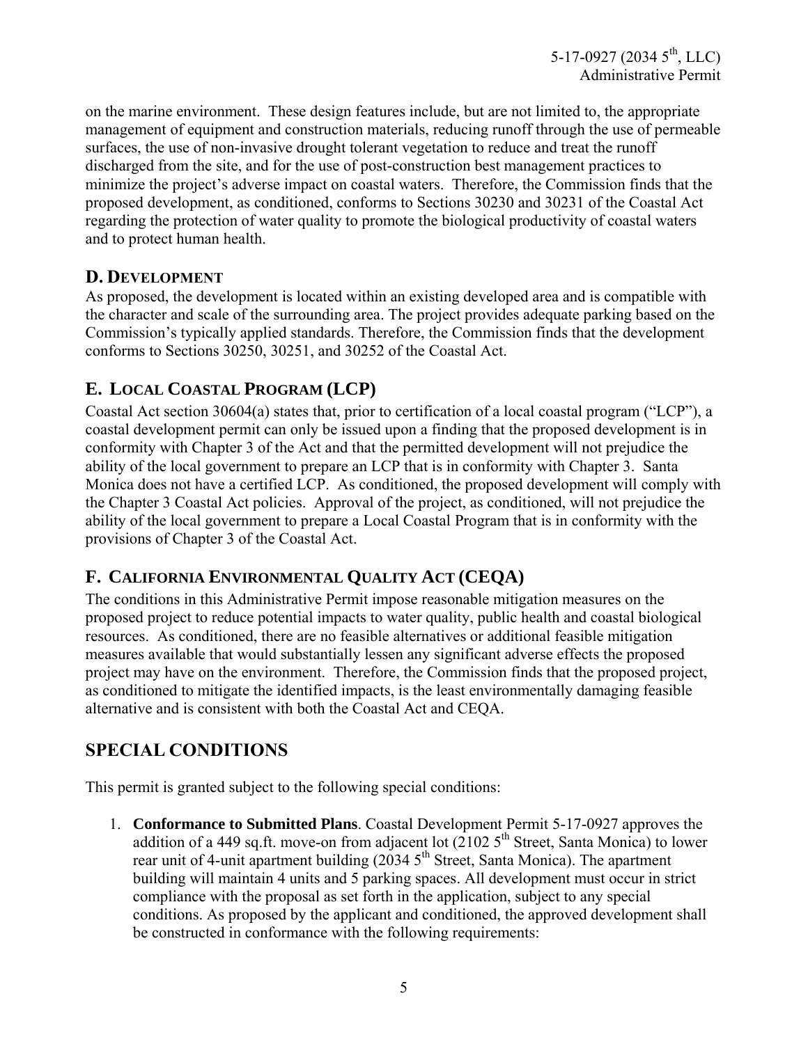on the marine environment. These design features include, but are not limited to, the appropriate management of equipment and construction materials, reducing runoff through the use of permeable surfaces, the use of non-invasive drought tolerant vegetation to reduce and treat the runoff discharged from the site, and for the use of post-construction best management practices to minimize the project's adverse impact on coastal waters. Therefore, the Commission finds that the proposed development, as conditioned, conforms to Sections 30230 and 30231 of the Coastal Act regarding the protection of water quality to promote the biological productivity of coastal waters and to protect human health.

### D. DEVELOPMENT

As proposed, the development is located within an existing developed area and is compatible with the character and scale of the surrounding area. The project provides adequate parking based on the Commission's typically applied standards. Therefore, the Commission finds that the development conforms to Sections 30250, 30251, and 30252 of the Coastal Act.

### E. LOCAL COASTAL PROGRAM (LCP)

Coastal Act section 30604(a) states that, prior to certification of a local coastal program ("LCP"), a coastal development permit can only be issued upon a finding that the proposed development is in conformity with Chapter 3 of the Act and that the permitted development will not prejudice the ability of the local government to prepare an LCP that is in conformity with Chapter 3. Santa Monica does not have a certified LCP. As conditioned, the proposed development will comply with the Chapter 3 Coastal Act policies. Approval of the project, as conditioned, will not prejudice the ability of the local government to prepare a Local Coastal Program that is in conformity with the provisions of Chapter 3 of the Coastal Act.

### F. CALIFORNIA ENVIRONMENTAL QUALITY ACT (CEQA)

The conditions in this Administrative Permit impose reasonable mitigation measures on the proposed project to reduce potential impacts to water quality, public health and coastal biological resources. As conditioned, there are no feasible alternatives or additional feasible mitigation measures available that would substantially lessen any significant adverse effects the proposed project may have on the environment. Therefore, the Commission finds that the proposed project, as conditioned to mitigate the identified impacts, is the least environmentally damaging feasible alternative and is consistent with both the Coastal Act and CEQA.

## SPECIAL CONDITIONS

This permit is granted subject to the following special conditions:

1. **Conformance to Submitted Plans**. Coastal Development Permit 5-17-0927 approves the addition of a 449 sq.ft. move-on from adjacent lot (2102 5th Street, Santa Monica) to lower rear unit of 4-unit apartment building (2034 5th Street, Santa Monica). The apartment building will maintain 4 units and 5 parking spaces. All development must occur in strict compliance with the proposal as set forth in the application, subject to any special conditions. As proposed by the applicant and conditioned, the approved development shall be constructed in conformance with the following requirements: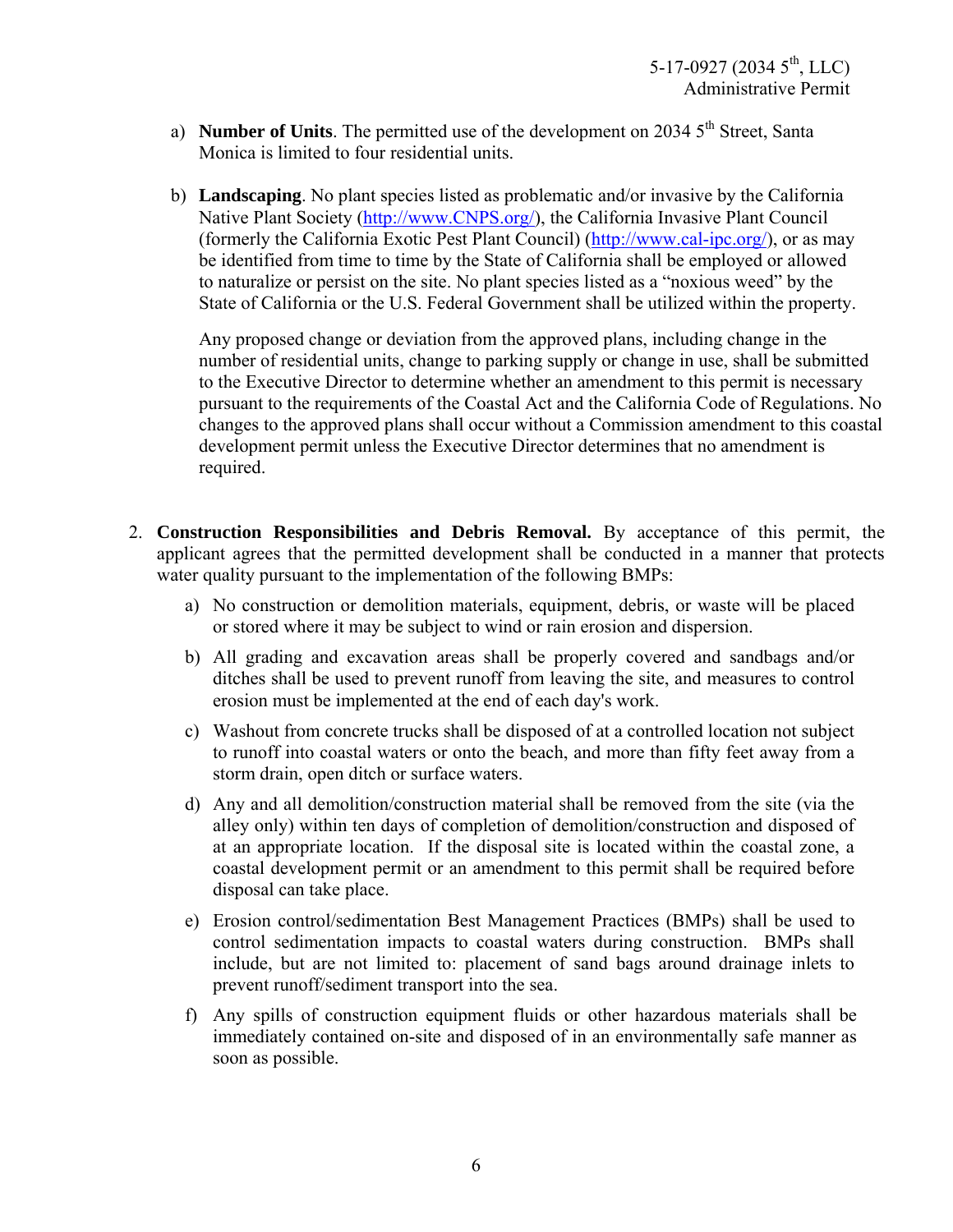a) **Number of Units**. The permitted use of the development on 2034 5th Street, Santa Monica is limited to four residential units.

b) **Landscaping**. No plant species listed as problematic and/or invasive by the California Native Plant Society (http://www.CNPS.org/), the California Invasive Plant Council (formerly the California Exotic Pest Plant Council) (http://www.cal-ipc.org/), or as may be identified from time to time by the State of California shall be employed or allowed to naturalize or persist on the site. No plant species listed as a "noxious weed" by the State of California or the U.S. Federal Government shall be utilized within the property.

Any proposed change or deviation from the approved plans, including change in the number of residential units, change to parking supply or change in use, shall be submitted to the Executive Director to determine whether an amendment to this permit is necessary pursuant to the requirements of the Coastal Act and the California Code of Regulations. No changes to the approved plans shall occur without a Commission amendment to this coastal development permit unless the Executive Director determines that no amendment is required.

2. **Construction Responsibilities and Debris Removal.** By acceptance of this permit, the applicant agrees that the permitted development shall be conducted in a manner that protects water quality pursuant to the implementation of the following BMPs:

   a) No construction or demolition materials, equipment, debris, or waste will be placed or stored where it may be subject to wind or rain erosion and dispersion.

   b) All grading and excavation areas shall be properly covered and sandbags and/or ditches shall be used to prevent runoff from leaving the site, and measures to control erosion must be implemented at the end of each day's work.

   c) Washout from concrete trucks shall be disposed of at a controlled location not subject to runoff into coastal waters or onto the beach, and more than fifty feet away from a storm drain, open ditch or surface waters.

   d) Any and all demolition/construction material shall be removed from the site (via the alley only) within ten days of completion of demolition/construction and disposed of at an appropriate location. If the disposal site is located within the coastal zone, a coastal development permit or an amendment to this permit shall be required before disposal can take place.

   e) Erosion control/sedimentation Best Management Practices (BMPs) shall be used to control sedimentation impacts to coastal waters during construction. BMPs shall include, but are not limited to: placement of sand bags around drainage inlets to prevent runoff/sediment transport into the sea.

   f) Any spills of construction equipment fluids or other hazardous materials shall be immediately contained on-site and disposed of in an environmentally safe manner as soon as possible.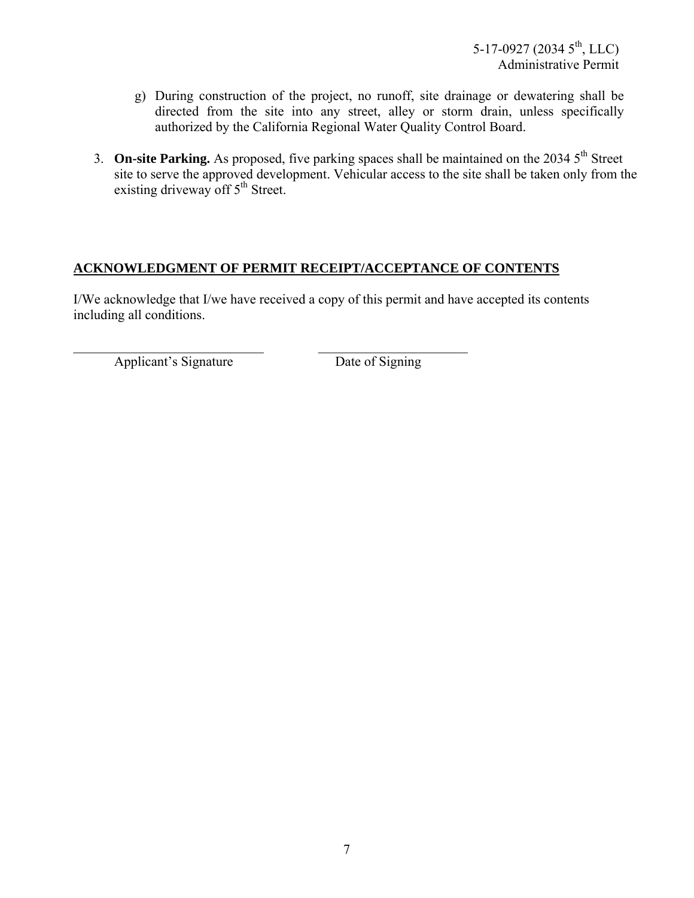g) During construction of the project, no runoff, site drainage or dewatering shall be directed from the site into any street, alley or storm drain, unless specifically authorized by the California Regional Water Quality Control Board.

3. **On-site Parking.** As proposed, five parking spaces shall be maintained on the 2034 5th Street site to serve the approved development. Vehicular access to the site shall be taken only from the existing driveway off 5th Street.

## ACKNOWLEDGMENT OF PERMIT RECEIPT/ACCEPTANCE OF CONTENTS

I/We acknowledge that I/we have received a copy of this permit and have accepted its contents including all conditions.

_____________________________ _____________________

Applicant's Signature Date of Signing